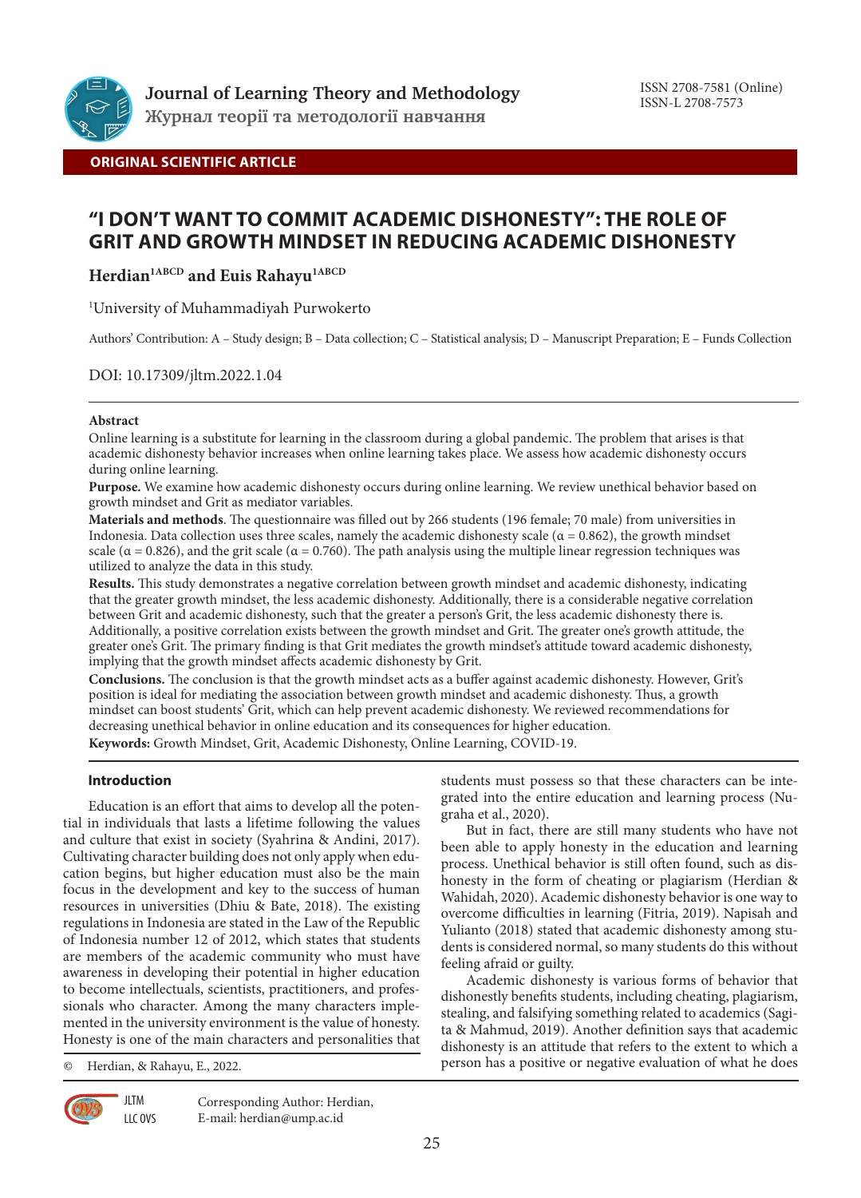Journal of Learning Theory and Methodology
Журнал теорії та методології навчання

ISSN 2708-7581 (Online)
ISSN-L 2708-7573

**ORIGINAL SCIENTIFIC ARTICLE**

# "I DON'T WANT TO COMMIT ACADEMIC DISHONESTY": THE ROLE OF GRIT AND GROWTH MINDSET IN REDUCING ACADEMIC DISHONESTY

**Herdian[1ABCD] and Euis Rahayu[1ABCD]**

[1]University of Muhammadiyah Purwokerto

Authors' Contribution: A – Study design; B – Data collection; C – Statistical analysis; D – Manuscript Preparation; E – Funds Collection

DOI: 10.17309/jltm.2022.1.04

**Abstract**

Online learning is a substitute for learning in the classroom during a global pandemic. The problem that arises is that academic dishonesty behavior increases when online learning takes place. We assess how academic dishonesty occurs during online learning.

**Purpose.** We examine how academic dishonesty occurs during online learning. We review unethical behavior based on growth mindset and Grit as mediator variables.

**Materials and methods**. The questionnaire was filled out by 266 students (196 female; 70 male) from universities in Indonesia. Data collection uses three scales, namely the academic dishonesty scale ($\alpha = 0.862$), the growth mindset scale ($\alpha = 0.826$), and the grit scale ($\alpha = 0.760$). The path analysis using the multiple linear regression techniques was utilized to analyze the data in this study.

**Results.** This study demonstrates a negative correlation between growth mindset and academic dishonesty, indicating that the greater growth mindset, the less academic dishonesty. Additionally, there is a considerable negative correlation between Grit and academic dishonesty, such that the greater a person's Grit, the less academic dishonesty there is. Additionally, a positive correlation exists between the growth mindset and Grit. The greater one's growth attitude, the greater one's Grit. The primary finding is that Grit mediates the growth mindset's attitude toward academic dishonesty, implying that the growth mindset affects academic dishonesty by Grit.

**Conclusions.** The conclusion is that the growth mindset acts as a buffer against academic dishonesty. However, Grit's position is ideal for mediating the association between growth mindset and academic dishonesty. Thus, a growth mindset can boost students' Grit, which can help prevent academic dishonesty. We reviewed recommendations for decreasing unethical behavior in online education and its consequences for higher education.

**Keywords:** Growth Mindset, Grit, Academic Dishonesty, Online Learning, COVID-19.

## Introduction

Education is an effort that aims to develop all the potential in individuals that lasts a lifetime following the values and culture that exist in society (Syahrina & Andini, 2017). Cultivating character building does not only apply when education begins, but higher education must also be the main focus in the development and key to the success of human resources in universities (Dhiu & Bate, 2018). The existing regulations in Indonesia are stated in the Law of the Republic of Indonesia number 12 of 2012, which states that students are members of the academic community who must have awareness in developing their potential in higher education to become intellectuals, scientists, practitioners, and professionals who character. Among the many characters implemented in the university environment is the value of honesty. Honesty is one of the main characters and personalities that students must possess so that these characters can be integrated into the entire education and learning process (Nugraha et al., 2020).

But in fact, there are still many students who have not been able to apply honesty in the education and learning process. Unethical behavior is still often found, such as dishonesty in the form of cheating or plagiarism (Herdian & Wahidah, 2020). Academic dishonesty behavior is one way to overcome difficulties in learning (Fitria, 2019). Napisah and Yulianto (2018) stated that academic dishonesty among students is considered normal, so many students do this without feeling afraid or guilty.

Academic dishonesty is various forms of behavior that dishonestly benefits students, including cheating, plagiarism, stealing, and falsifying something related to academics (Sagita & Mahmud, 2019). Another definition says that academic dishonesty is an attitude that refers to the extent to which a person has a positive or negative evaluation of what he does

© Herdian, & Rahayu, E., 2022.

Corresponding Author: Herdian, E-mail: herdian@ump.ac.id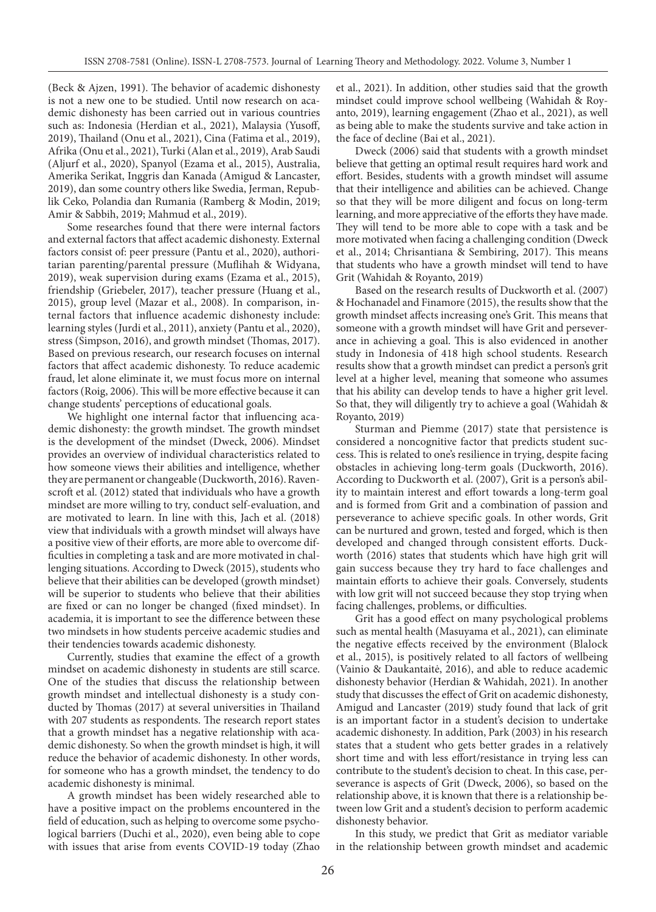(Beck & Ajzen, 1991). The behavior of academic dishonesty is not a new one to be studied. Until now research on academic dishonesty has been carried out in various countries such as: Indonesia (Herdian et al., 2021), Malaysia (Yusoff, 2019), Thailand (Onu et al., 2021), Cina (Fatima et al., 2019), Afrika (Onu et al., 2021), Turki (Alan et al., 2019), Arab Saudi (Aljurf et al., 2020), Spanyol (Ezama et al., 2015), Australia, Amerika Serikat, Inggris dan Kanada (Amigud & Lancaster, 2019), dan some country others like Swedia, Jerman, Republik Ceko, Polandia dan Rumania (Ramberg & Modin, 2019; Amir & Sabbih, 2019; Mahmud et al., 2019).

Some researches found that there were internal factors and external factors that affect academic dishonesty. External factors consist of: peer pressure (Pantu et al., 2020), authoritarian parenting/parental pressure (Muflihah & Widyana, 2019), weak supervision during exams (Ezama et al., 2015), friendship (Griebeler, 2017), teacher pressure (Huang et al., 2015), group level (Mazar et al., 2008). In comparison, internal factors that influence academic dishonesty include: learning styles (Jurdi et al., 2011), anxiety (Pantu et al., 2020), stress (Simpson, 2016), and growth mindset (Thomas, 2017). Based on previous research, our research focuses on internal factors that affect academic dishonesty. To reduce academic fraud, let alone eliminate it, we must focus more on internal factors (Roig, 2006). This will be more effective because it can change students' perceptions of educational goals.

We highlight one internal factor that influencing academic dishonesty: the growth mindset. The growth mindset is the development of the mindset (Dweck, 2006). Mindset provides an overview of individual characteristics related to how someone views their abilities and intelligence, whether they are permanent or changeable (Duckworth, 2016). Ravenscroft et al. (2012) stated that individuals who have a growth mindset are more willing to try, conduct self-evaluation, and are motivated to learn. In line with this, Jach et al. (2018) view that individuals with a growth mindset will always have a positive view of their efforts, are more able to overcome difficulties in completing a task and are more motivated in challenging situations. According to Dweck (2015), students who believe that their abilities can be developed (growth mindset) will be superior to students who believe that their abilities are fixed or can no longer be changed (fixed mindset). In academia, it is important to see the difference between these two mindsets in how students perceive academic studies and their tendencies towards academic dishonesty.

Currently, studies that examine the effect of a growth mindset on academic dishonesty in students are still scarce. One of the studies that discuss the relationship between growth mindset and intellectual dishonesty is a study conducted by Thomas (2017) at several universities in Thailand with 207 students as respondents. The research report states that a growth mindset has a negative relationship with academic dishonesty. So when the growth mindset is high, it will reduce the behavior of academic dishonesty. In other words, for someone who has a growth mindset, the tendency to do academic dishonesty is minimal.

A growth mindset has been widely researched able to have a positive impact on the problems encountered in the field of education, such as helping to overcome some psychological barriers (Duchi et al., 2020), even being able to cope with issues that arise from events COVID-19 today (Zhao et al., 2021). In addition, other studies said that the growth mindset could improve school wellbeing (Wahidah & Royanto, 2019), learning engagement (Zhao et al., 2021), as well as being able to make the students survive and take action in the face of decline (Bai et al., 2021).

Dweck (2006) said that students with a growth mindset believe that getting an optimal result requires hard work and effort. Besides, students with a growth mindset will assume that their intelligence and abilities can be achieved. Change so that they will be more diligent and focus on long-term learning, and more appreciative of the efforts they have made. They will tend to be more able to cope with a task and be more motivated when facing a challenging condition (Dweck et al., 2014; Chrisantiana & Sembiring, 2017). This means that students who have a growth mindset will tend to have Grit (Wahidah & Royanto, 2019)

Based on the research results of Duckworth et al. (2007) & Hochanadel and Finamore (2015), the results show that the growth mindset affects increasing one's Grit. This means that someone with a growth mindset will have Grit and perseverance in achieving a goal. This is also evidenced in another study in Indonesia of 418 high school students. Research results show that a growth mindset can predict a person's grit level at a higher level, meaning that someone who assumes that his ability can develop tends to have a higher grit level. So that, they will diligently try to achieve a goal (Wahidah & Royanto, 2019)

Sturman and Piemme (2017) state that persistence is considered a noncognitive factor that predicts student success. This is related to one's resilience in trying, despite facing obstacles in achieving long-term goals (Duckworth, 2016). According to Duckworth et al. (2007), Grit is a person's ability to maintain interest and effort towards a long-term goal and is formed from Grit and a combination of passion and perseverance to achieve specific goals. In other words, Grit can be nurtured and grown, tested and forged, which is then developed and changed through consistent efforts. Duckworth (2016) states that students which have high grit will gain success because they try hard to face challenges and maintain efforts to achieve their goals. Conversely, students with low grit will not succeed because they stop trying when facing challenges, problems, or difficulties.

Grit has a good effect on many psychological problems such as mental health (Masuyama et al., 2021), can eliminate the negative effects received by the environment (Blalock et al., 2015), is positively related to all factors of wellbeing (Vainio & Daukantaitė, 2016), and able to reduce academic dishonesty behavior (Herdian & Wahidah, 2021). In another study that discusses the effect of Grit on academic dishonesty, Amigud and Lancaster (2019) study found that lack of grit is an important factor in a student's decision to undertake academic dishonesty. In addition, Park (2003) in his research states that a student who gets better grades in a relatively short time and with less effort/resistance in trying less can contribute to the student's decision to cheat. In this case, perseverance is aspects of Grit (Dweck, 2006), so based on the relationship above, it is known that there is a relationship between low Grit and a student's decision to perform academic dishonesty behavior.

In this study, we predict that Grit as mediator variable in the relationship between growth mindset and academic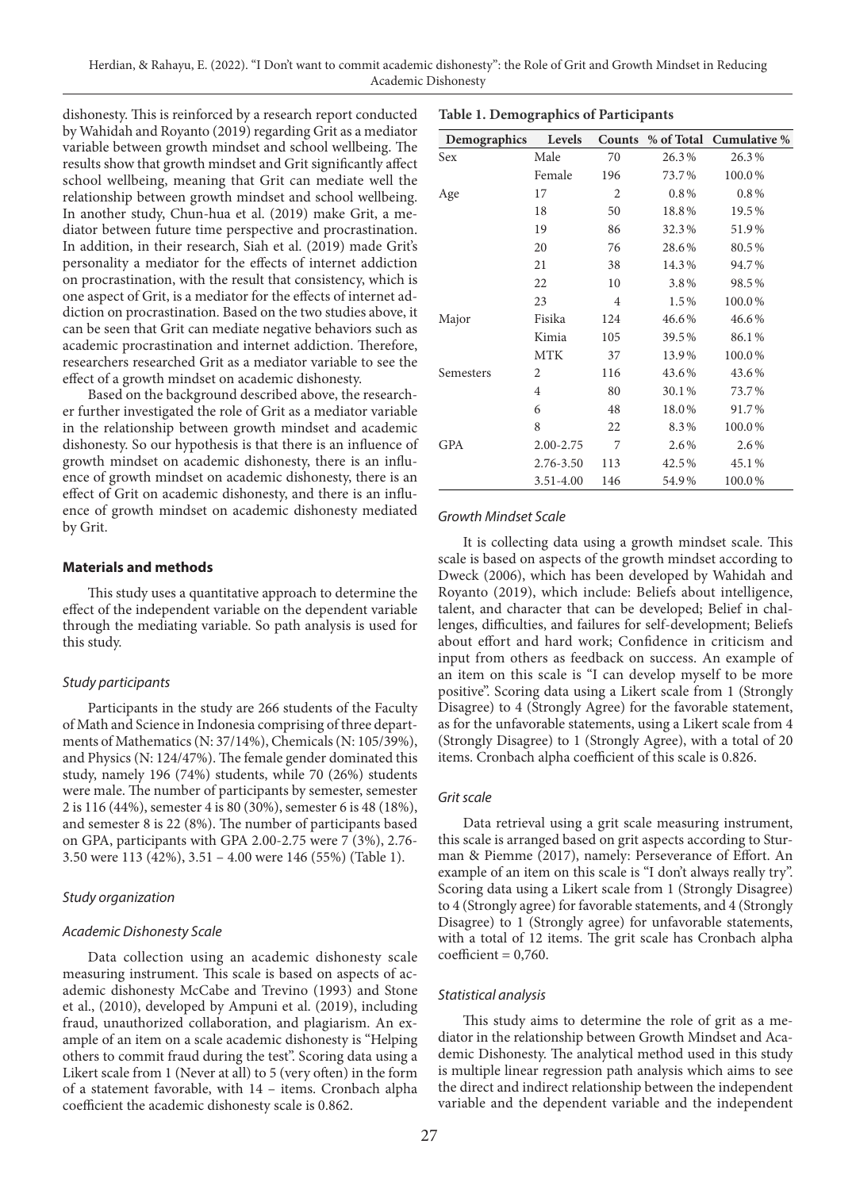dishonesty. This is reinforced by a research report conducted by Wahidah and Royanto (2019) regarding Grit as a mediator variable between growth mindset and school wellbeing. The results show that growth mindset and Grit significantly affect school wellbeing, meaning that Grit can mediate well the relationship between growth mindset and school wellbeing. In another study, Chun-hua et al. (2019) make Grit, a mediator between future time perspective and procrastination. In addition, in their research, Siah et al. (2019) made Grit's personality a mediator for the effects of internet addiction on procrastination, with the result that consistency, which is one aspect of Grit, is a mediator for the effects of internet addiction on procrastination. Based on the two studies above, it can be seen that Grit can mediate negative behaviors such as academic procrastination and internet addiction. Therefore, researchers researched Grit as a mediator variable to see the effect of a growth mindset on academic dishonesty.

Based on the background described above, the researcher further investigated the role of Grit as a mediator variable in the relationship between growth mindset and academic dishonesty. So our hypothesis is that there is an influence of growth mindset on academic dishonesty, there is an influence of growth mindset on academic dishonesty, there is an effect of Grit on academic dishonesty, and there is an influence of growth mindset on academic dishonesty mediated by Grit.

## Materials and methods

This study uses a quantitative approach to determine the effect of the independent variable on the dependent variable through the mediating variable. So path analysis is used for this study.

### *Study participants*

Participants in the study are 266 students of the Faculty of Math and Science in Indonesia comprising of three departments of Mathematics (N: 37/14%), Chemicals (N: 105/39%), and Physics (N: 124/47%). The female gender dominated this study, namely 196 (74%) students, while 70 (26%) students were male. The number of participants by semester, semester 2 is 116 (44%), semester 4 is 80 (30%), semester 6 is 48 (18%), and semester 8 is 22 (8%). The number of participants based on GPA, participants with GPA 2.00-2.75 were 7 (3%), 2.76-3.50 were 113 (42%), 3.51 – 4.00 were 146 (55%) (Table 1).

**Table 1. Demographics of Participants**

| Demographics | Levels | Counts | % of Total | Cumulative % |
|---|---|---|---|---|
| Sex | Male | 70 | 26.3% | 26.3% |
| | Female | 196 | 73.7% | 100.0% |
| Age | 17 | 2 | 0.8% | 0.8% |
| | 18 | 50 | 18.8% | 19.5% |
| | 19 | 86 | 32.3% | 51.9% |
| | 20 | 76 | 28.6% | 80.5% |
| | 21 | 38 | 14.3% | 94.7% |
| | 22 | 10 | 3.8% | 98.5% |
| | 23 | 4 | 1.5% | 100.0% |
| Major | Fisika | 124 | 46.6% | 46.6% |
| | Kimia | 105 | 39.5% | 86.1% |
| | MTK | 37 | 13.9% | 100.0% |
| Semesters | 2 | 116 | 43.6% | 43.6% |
| | 4 | 80 | 30.1% | 73.7% |
| | 6 | 48 | 18.0% | 91.7% |
| | 8 | 22 | 8.3% | 100.0% |
| GPA | 2.00-2.75 | 7 | 2.6% | 2.6% |
| | 2.76-3.50 | 113 | 42.5% | 45.1% |
| | 3.51-4.00 | 146 | 54.9% | 100.0% |

### *Study organization*

### *Academic Dishonesty Scale*

Data collection using an academic dishonesty scale measuring instrument. This scale is based on aspects of academic dishonesty McCabe and Trevino (1993) and Stone et al., (2010), developed by Ampuni et al. (2019), including fraud, unauthorized collaboration, and plagiarism. An example of an item on a scale academic dishonesty is "Helping others to commit fraud during the test". Scoring data using a Likert scale from 1 (Never at all) to 5 (very often) in the form of a statement favorable, with 14 – items. Cronbach alpha coefficient the academic dishonesty scale is 0.862.

### *Growth Mindset Scale*

It is collecting data using a growth mindset scale. This scale is based on aspects of the growth mindset according to Dweck (2006), which has been developed by Wahidah and Royanto (2019), which include: Beliefs about intelligence, talent, and character that can be developed; Belief in challenges, difficulties, and failures for self-development; Beliefs about effort and hard work; Confidence in criticism and input from others as feedback on success. An example of an item on this scale is "I can develop myself to be more positive". Scoring data using a Likert scale from 1 (Strongly Disagree) to 4 (Strongly Agree) for the favorable statement, as for the unfavorable statements, using a Likert scale from 4 (Strongly Disagree) to 1 (Strongly Agree), with a total of 20 items. Cronbach alpha coefficient of this scale is 0.826.

### *Grit scale*

Data retrieval using a grit scale measuring instrument, this scale is arranged based on grit aspects according to Sturman & Piemme (2017), namely: Perseverance of Effort. An example of an item on this scale is "I don't always really try". Scoring data using a Likert scale from 1 (Strongly Disagree) to 4 (Strongly agree) for favorable statements, and 4 (Strongly Disagree) to 1 (Strongly agree) for unfavorable statements, with a total of 12 items. The grit scale has Cronbach alpha coefficient = 0,760.

### *Statistical analysis*

This study aims to determine the role of grit as a mediator in the relationship between Growth Mindset and Academic Dishonesty. The analytical method used in this study is multiple linear regression path analysis which aims to see the direct and indirect relationship between the independent variable and the dependent variable and the independent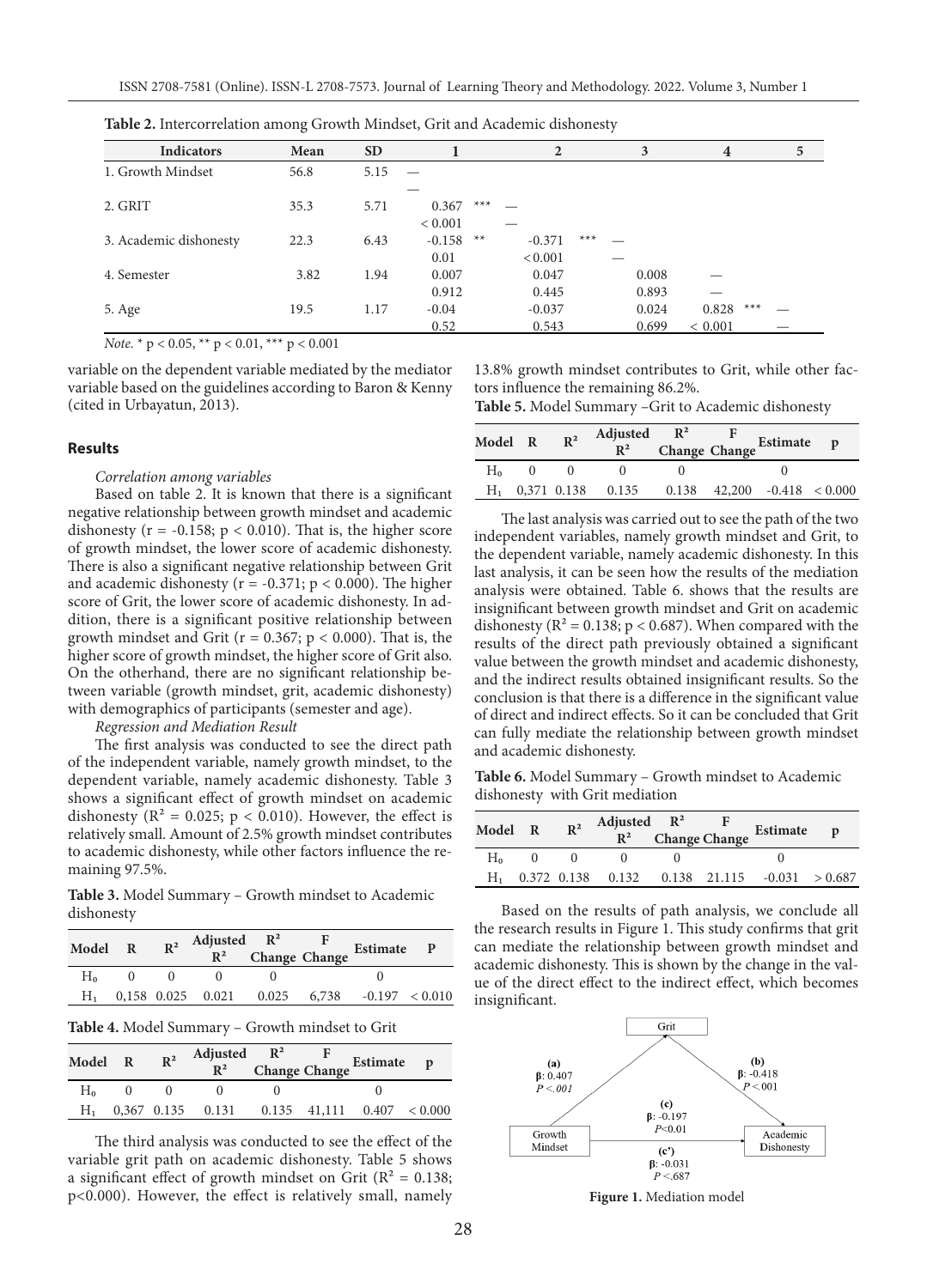**Table 2.** Intercorrelation among Growth Mindset, Grit and Academic dishonesty

| Indicators | Mean | SD | 1 | | 2 | | 3 | 4 | | 5 |
|---|---|---|---|---|---|---|---|---|---|---|
| 1. Growth Mindset | 56.8 | 5.15 | — | | | | | | | |
| | | | — | | | | | | | |
| 2. GRIT | 35.3 | 5.71 | 0.367 | *** | — | | | | | |
| | | | < 0.001 | | — | | | | | |
| 3. Academic dishonesty | 22.3 | 6.43 | -0.158 | ** | -0.371 | *** | — | | | |
| | | | 0.01 | | < 0.001 | | — | | | |
| 4. Semester | 3.82 | 1.94 | 0.007 | | 0.047 | | 0.008 | — | | |
| | | | 0.912 | | 0.445 | | 0.893 | — | | |
| 5. Age | 19.5 | 1.17 | -0.04 | | -0.037 | | 0.024 | 0.828 | *** | — |
| | | | 0.52 | | 0.543 | | 0.699 | < 0.001 | | — |

*Note.* * $p < 0.05$, ** $p < 0.01$, *** $p < 0.001$

variable on the dependent variable mediated by the mediator variable based on the guidelines according to Baron & Kenny (cited in Urbayatun, 2013).

## Results

*Correlation among variables*

Based on table 2. It is known that there is a significant negative relationship between growth mindset and academic dishonesty ($r = -0.158$; $p < 0.010$). That is, the higher score of growth mindset, the lower score of academic dishonesty. There is also a significant negative relationship between Grit and academic dishonesty ($r = -0.371$; $p < 0.000$). The higher score of Grit, the lower score of academic dishonesty. In addition, there is a significant positive relationship between growth mindset and Grit ($r = 0.367$; $p < 0.000$). That is, the higher score of growth mindset, the higher score of Grit also. On the otherhand, there are no significant relationship between variable (growth mindset, grit, academic dishonesty) with demographics of participants (semester and age).

*Regression and Mediation Result*

The first analysis was conducted to see the direct path of the independent variable, namely growth mindset, to the dependent variable, namely academic dishonesty. Table 3 shows a significant effect of growth mindset on academic dishonesty ($R^2 = 0.025$; $p < 0.010$). However, the effect is relatively small. Amount of 2.5% growth mindset contributes to academic dishonesty, while other factors influence the remaining 97.5%.

**Table 3.** Model Summary – Growth mindset to Academic dishonesty

| Model | R | $R^2$ | Adjusted $R^2$ | $R^2$ Change | F Change | Estimate | P |
|---|---|---|---|---|---|---|---|
| $H_0$ | 0 | 0 | 0 | 0 | | 0 | |
| $H_1$ | 0,158 | 0.025 | 0.021 | 0.025 | 6,738 | -0.197 | < 0.010 |

**Table 4.** Model Summary – Growth mindset to Grit

| Model | R | $R^2$ | Adjusted $R^2$ | $R^2$ Change | F Change | Estimate | p |
|---|---|---|---|---|---|---|---|
| $H_0$ | 0 | 0 | 0 | 0 | | 0 | |
| $H_1$ | 0,367 | 0.135 | 0.131 | 0.135 | 41,111 | 0.407 | < 0.000 |

The third analysis was conducted to see the effect of the variable grit path on academic dishonesty. Table 5 shows a significant effect of growth mindset on Grit ($R^2 = 0.138$; $p<0.000$). However, the effect is relatively small, namely 13.8% growth mindset contributes to Grit, while other factors influence the remaining 86.2%.

**Table 5.** Model Summary –Grit to Academic dishonesty

| Model | R | $R^2$ | Adjusted $R^2$ | $R^2$ Change | F Change | Estimate | p |
|---|---|---|---|---|---|---|---|
| $H_0$ | 0 | 0 | 0 | 0 | | 0 | |
| $H_1$ | 0,371 | 0.138 | 0.135 | 0.138 | 42,200 | -0.418 | < 0.000 |

The last analysis was carried out to see the path of the two independent variables, namely growth mindset and Grit, to the dependent variable, namely academic dishonesty. In this last analysis, it can be seen how the results of the mediation analysis were obtained. Table 6. shows that the results are insignificant between growth mindset and Grit on academic dishonesty ($R^2 = 0.138$; $p < 0.687$). When compared with the results of the direct path previously obtained a significant value between the growth mindset and academic dishonesty, and the indirect results obtained insignificant results. So the conclusion is that there is a difference in the significant value of direct and indirect effects. So it can be concluded that Grit can fully mediate the relationship between growth mindset and academic dishonesty.

**Table 6.** Model Summary – Growth mindset to Academic dishonesty with Grit mediation

| Model | R | $R^2$ | Adjusted $R^2$ | $R^2$ Change | F Change | Estimate | p |
|---|---|---|---|---|---|---|---|
| $H_0$ | 0 | 0 | 0 | 0 | | 0 | |
| $H_1$ | 0.372 | 0.138 | 0.132 | 0.138 | 21.115 | -0.031 | > 0.687 |

Based on the results of path analysis, we conclude all the research results in Figure 1. This study confirms that grit can mediate the relationship between growth mindset and academic dishonesty. This is shown by the change in the value of the direct effect to the indirect effect, which becomes insignificant.

**Figure 1.** Mediation model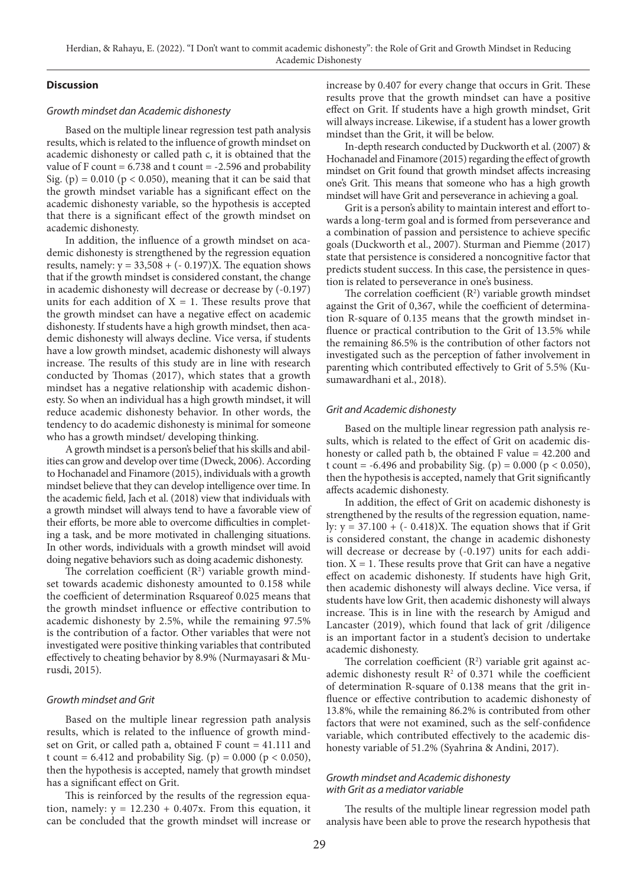## Discussion

### *Growth mindset dan Academic dishonesty*

Based on the multiple linear regression test path analysis results, which is related to the influence of growth mindset on academic dishonesty or called path c, it is obtained that the value of F count = 6.738 and t count = -2.596 and probability Sig. (p) = 0.010 ($p < 0.050$), meaning that it can be said that the growth mindset variable has a significant effect on the academic dishonesty variable, so the hypothesis is accepted that there is a significant effect of the growth mindset on academic dishonesty.

In addition, the influence of a growth mindset on academic dishonesty is strengthened by the regression equation results, namely: $y = 33{,}508 + (-0.197)X$. The equation shows that if the growth mindset is considered constant, the change in academic dishonesty will decrease or decrease by (-0.197) units for each addition of $X = 1$. These results prove that the growth mindset can have a negative effect on academic dishonesty. If students have a high growth mindset, then academic dishonesty will always decline. Vice versa, if students have a low growth mindset, academic dishonesty will always increase. The results of this study are in line with research conducted by Thomas (2017), which states that a growth mindset has a negative relationship with academic dishonesty. So when an individual has a high growth mindset, it will reduce academic dishonesty behavior. In other words, the tendency to do academic dishonesty is minimal for someone who has a growth mindset/ developing thinking.

A growth mindset is a person's belief that his skills and abilities can grow and develop over time (Dweck, 2006). According to Hochanadel and Finamore (2015), individuals with a growth mindset believe that they can develop intelligence over time. In the academic field, Jach et al. (2018) view that individuals with a growth mindset will always tend to have a favorable view of their efforts, be more able to overcome difficulties in completing a task, and be more motivated in challenging situations. In other words, individuals with a growth mindset will avoid doing negative behaviors such as doing academic dishonesty.

The correlation coefficient ($R^2$) variable growth mindset towards academic dishonesty amounted to 0.158 while the coefficient of determination Rsquareof 0.025 means that the growth mindset influence or effective contribution to academic dishonesty by 2.5%, while the remaining 97.5% is the contribution of a factor. Other variables that were not investigated were positive thinking variables that contributed effectively to cheating behavior by 8.9% (Nurmayasari & Murusdi, 2015).

### *Growth mindset and Grit*

Based on the multiple linear regression path analysis results, which is related to the influence of growth mindset on Grit, or called path a, obtained F count = 41.111 and t count = 6.412 and probability Sig. (p) = 0.000 ($p < 0.050$), then the hypothesis is accepted, namely that growth mindset has a significant effect on Grit.

This is reinforced by the results of the regression equation, namely: $y = 12.230 + 0.407x$. From this equation, it can be concluded that the growth mindset will increase or increase by 0.407 for every change that occurs in Grit. These results prove that the growth mindset can have a positive effect on Grit. If students have a high growth mindset, Grit will always increase. Likewise, if a student has a lower growth mindset than the Grit, it will be below.

In-depth research conducted by Duckworth et al. (2007) & Hochanadel and Finamore (2015) regarding the effect of growth mindset on Grit found that growth mindset affects increasing one's Grit. This means that someone who has a high growth mindset will have Grit and perseverance in achieving a goal.

Grit is a person's ability to maintain interest and effort towards a long-term goal and is formed from perseverance and a combination of passion and persistence to achieve specific goals (Duckworth et al., 2007). Sturman and Piemme (2017) state that persistence is considered a noncognitive factor that predicts student success. In this case, the persistence in question is related to perseverance in one's business.

The correlation coefficient ($R^2$) variable growth mindset against the Grit of 0,367, while the coefficient of determination R-square of 0.135 means that the growth mindset influence or practical contribution to the Grit of 13.5% while the remaining 86.5% is the contribution of other factors not investigated such as the perception of father involvement in parenting which contributed effectively to Grit of 5.5% (Kusumawardhani et al., 2018).

### *Grit and Academic dishonesty*

Based on the multiple linear regression path analysis results, which is related to the effect of Grit on academic dishonesty or called path b, the obtained F value = 42.200 and t count = -6.496 and probability Sig. (p) = 0.000 ($p < 0.050$), then the hypothesis is accepted, namely that Grit significantly affects academic dishonesty.

In addition, the effect of Grit on academic dishonesty is strengthened by the results of the regression equation, namely: $y = 37.100 + (-0.418)X$. The equation shows that if Grit is considered constant, the change in academic dishonesty will decrease or decrease by (-0.197) units for each addition. $X = 1$. These results prove that Grit can have a negative effect on academic dishonesty. If students have high Grit, then academic dishonesty will always decline. Vice versa, if students have low Grit, then academic dishonesty will always increase. This is in line with the research by Amigud and Lancaster (2019), which found that lack of grit /diligence is an important factor in a student's decision to undertake academic dishonesty.

The correlation coefficient ($R^2$) variable grit against academic dishonesty result $R^2$ of 0.371 while the coefficient of determination R-square of 0.138 means that the grit influence or effective contribution to academic dishonesty of 13.8%, while the remaining 86.2% is contributed from other factors that were not examined, such as the self-confidence variable, which contributed effectively to the academic dishonesty variable of 51.2% (Syahrina & Andini, 2017).

### *Growth mindset and Academic dishonesty with Grit as a mediator variable*

The results of the multiple linear regression model path analysis have been able to prove the research hypothesis that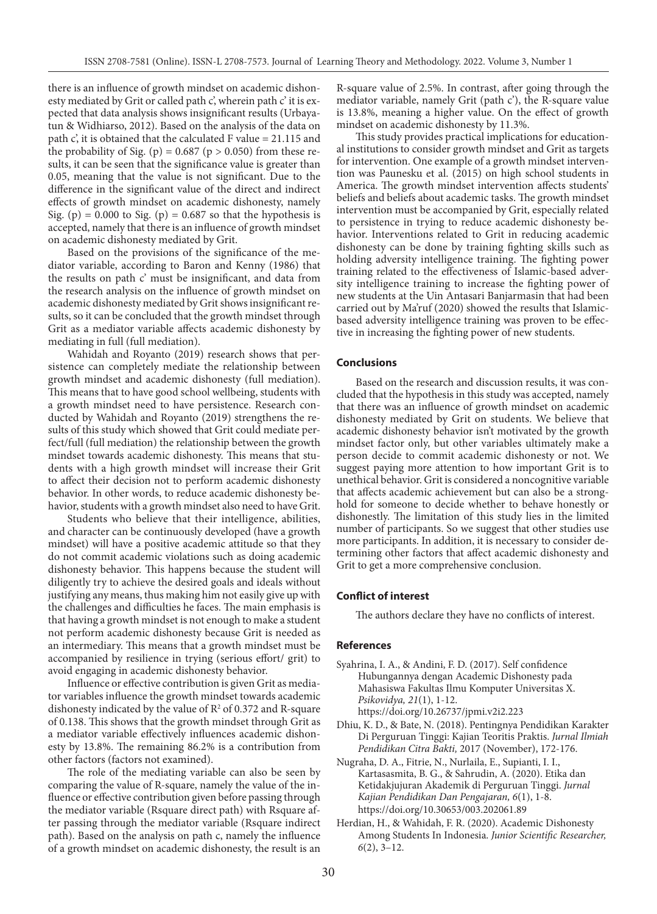there is an influence of growth mindset on academic dishonesty mediated by Grit or called path c', wherein path c' it is expected that data analysis shows insignificant results (Urbayatun & Widhiarso, 2012). Based on the analysis of the data on path c', it is obtained that the calculated F value = 21.115 and the probability of Sig. (p) = 0.687 ($p > 0.050$) from these results, it can be seen that the significance value is greater than 0.05, meaning that the value is not significant. Due to the difference in the significant value of the direct and indirect effects of growth mindset on academic dishonesty, namely Sig. (p) = 0.000 to Sig. (p) = 0.687 so that the hypothesis is accepted, namely that there is an influence of growth mindset on academic dishonesty mediated by Grit.

Based on the provisions of the significance of the mediator variable, according to Baron and Kenny (1986) that the results on path c' must be insignificant, and data from the research analysis on the influence of growth mindset on academic dishonesty mediated by Grit shows insignificant results, so it can be concluded that the growth mindset through Grit as a mediator variable affects academic dishonesty by mediating in full (full mediation).

Wahidah and Royanto (2019) research shows that persistence can completely mediate the relationship between growth mindset and academic dishonesty (full mediation). This means that to have good school wellbeing, students with a growth mindset need to have persistence. Research conducted by Wahidah and Royanto (2019) strengthens the results of this study which showed that Grit could mediate perfect/full (full mediation) the relationship between the growth mindset towards academic dishonesty. This means that students with a high growth mindset will increase their Grit to affect their decision not to perform academic dishonesty behavior. In other words, to reduce academic dishonesty behavior, students with a growth mindset also need to have Grit.

Students who believe that their intelligence, abilities, and character can be continuously developed (have a growth mindset) will have a positive academic attitude so that they do not commit academic violations such as doing academic dishonesty behavior. This happens because the student will diligently try to achieve the desired goals and ideals without justifying any means, thus making him not easily give up with the challenges and difficulties he faces. The main emphasis is that having a growth mindset is not enough to make a student not perform academic dishonesty because Grit is needed as an intermediary. This means that a growth mindset must be accompanied by resilience in trying (serious effort/ grit) to avoid engaging in academic dishonesty behavior.

Influence or effective contribution is given Grit as mediator variables influence the growth mindset towards academic dishonesty indicated by the value of $R^2$ of 0.372 and R-square of 0.138. This shows that the growth mindset through Grit as a mediator variable effectively influences academic dishonesty by 13.8%. The remaining 86.2% is a contribution from other factors (factors not examined).

The role of the mediating variable can also be seen by comparing the value of R-square, namely the value of the influence or effective contribution given before passing through the mediator variable (Rsquare direct path) with Rsquare after passing through the mediator variable (Rsquare indirect path). Based on the analysis on path c, namely the influence of a growth mindset on academic dishonesty, the result is an R-square value of 2.5%. In contrast, after going through the mediator variable, namely Grit (path c'), the R-square value is 13.8%, meaning a higher value. On the effect of growth mindset on academic dishonesty by 11.3%.

This study provides practical implications for educational institutions to consider growth mindset and Grit as targets for intervention. One example of a growth mindset intervention was Paunesku et al. (2015) on high school students in America. The growth mindset intervention affects students' beliefs and beliefs about academic tasks. The growth mindset intervention must be accompanied by Grit, especially related to persistence in trying to reduce academic dishonesty behavior. Interventions related to Grit in reducing academic dishonesty can be done by training fighting skills such as holding adversity intelligence training. The fighting power training related to the effectiveness of Islamic-based adversity intelligence training to increase the fighting power of new students at the Uin Antasari Banjarmasin that had been carried out by Ma'ruf (2020) showed the results that Islamic-based adversity intelligence training was proven to be effective in increasing the fighting power of new students.

## Conclusions

Based on the research and discussion results, it was concluded that the hypothesis in this study was accepted, namely that there was an influence of growth mindset on academic dishonesty mediated by Grit on students. We believe that academic dishonesty behavior isn't motivated by the growth mindset factor only, but other variables ultimately make a person decide to commit academic dishonesty or not. We suggest paying more attention to how important Grit is to unethical behavior. Grit is considered a noncognitive variable that affects academic achievement but can also be a stronghold for someone to decide whether to behave honestly or dishonestly. The limitation of this study lies in the limited number of participants. So we suggest that other studies use more participants. In addition, it is necessary to consider determining other factors that affect academic dishonesty and Grit to get a more comprehensive conclusion.

## Conflict of interest

The authors declare they have no conflicts of interest.

## References

Syahrina, I. A., & Andini, F. D. (2017). Self confidence Hubungannya dengan Academic Dishonesty pada Mahasiswa Fakultas Ilmu Komputer Universitas X. *Psikovidya, 21*(1), 1-12. https://doi.org/10.26737/jpmi.v2i2.223

Dhiu, K. D., & Bate, N. (2018). Pentingnya Pendidikan Karakter Di Perguruan Tinggi: Kajian Teoritis Praktis. *Jurnal Ilmiah Pendidikan Citra Bakti,* 2017 (November), 172-176.

Nugraha, D. A., Fitrie, N., Nurlaila, E., Supianti, I. I., Kartasasmita, B. G., & Sahrudin, A. (2020). Etika dan Ketidakjujuran Akademik di Perguruan Tinggi. *Jurnal Kajian Pendidikan Dan Pengajaran, 6*(1), 1-8. https://doi.org/10.30653/003.202061.89

Herdian, H., & Wahidah, F. R. (2020). Academic Dishonesty Among Students In Indonesia. *Junior Scientific Researcher, 6*(2), 3–12.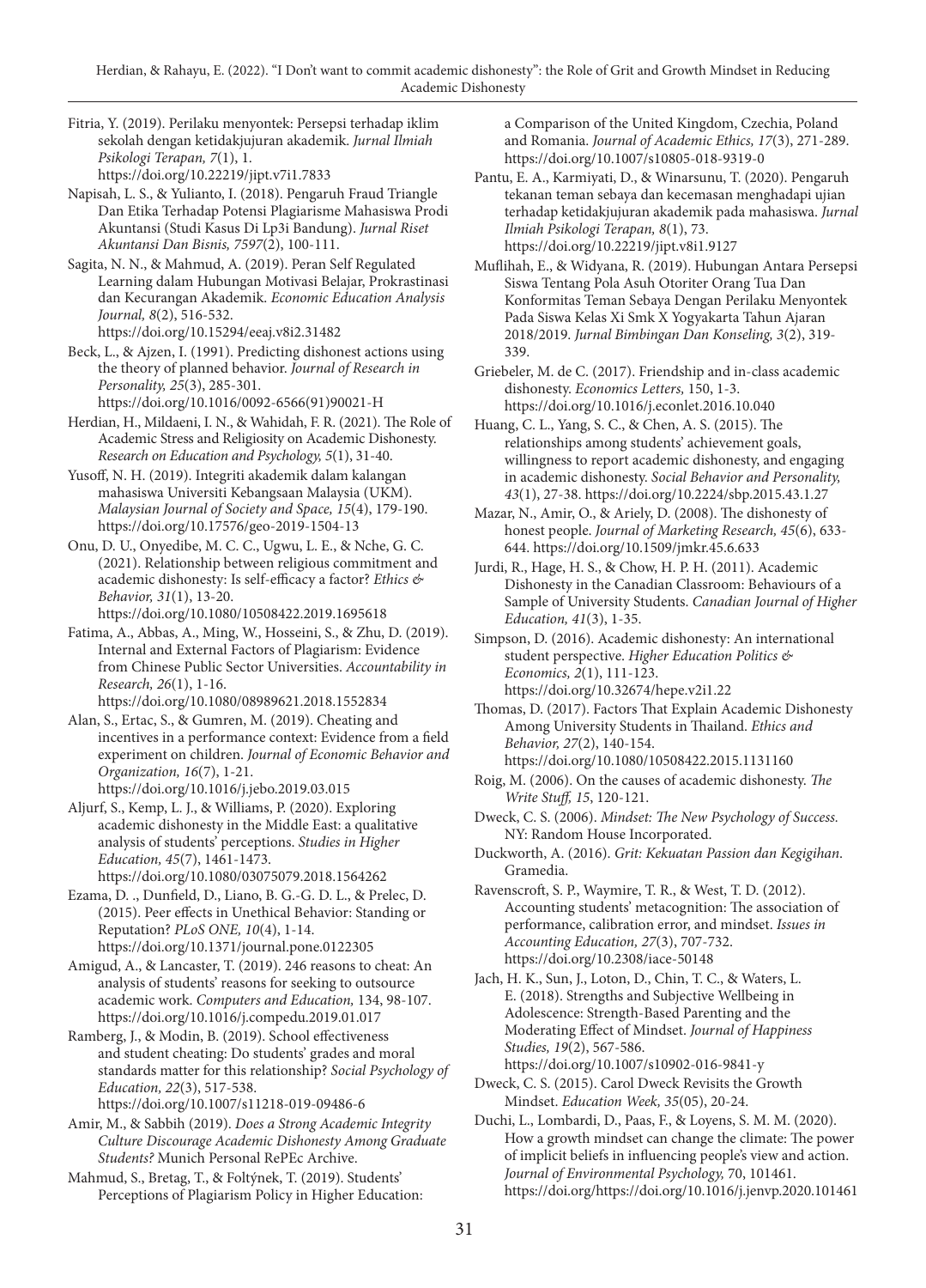Fitria, Y. (2019). Perilaku menyontek: Persepsi terhadap iklim sekolah dengan ketidakjujuran akademik. *Jurnal Ilmiah Psikologi Terapan, 7*(1), 1. https://doi.org/10.22219/jipt.v7i1.7833

Napisah, L. S., & Yulianto, I. (2018). Pengaruh Fraud Triangle Dan Etika Terhadap Potensi Plagiarisme Mahasiswa Prodi Akuntansi (Studi Kasus Di Lp3i Bandung). *Jurnal Riset Akuntansi Dan Bisnis, 7597*(2), 100-111.

Sagita, N. N., & Mahmud, A. (2019). Peran Self Regulated Learning dalam Hubungan Motivasi Belajar, Prokrastinasi dan Kecurangan Akademik. *Economic Education Analysis Journal, 8*(2), 516-532. https://doi.org/10.15294/eeaj.v8i2.31482

Beck, L., & Ajzen, I. (1991). Predicting dishonest actions using the theory of planned behavior. *Journal of Research in Personality, 25*(3), 285-301. https://doi.org/10.1016/0092-6566(91)90021-H

Herdian, H., Mildaeni, I. N., & Wahidah, F. R. (2021). The Role of Academic Stress and Religiosity on Academic Dishonesty. *Research on Education and Psychology, 5*(1), 31-40.

Yusoff, N. H. (2019). Integriti akademik dalam kalangan mahasiswa Universiti Kebangsaan Malaysia (UKM). *Malaysian Journal of Society and Space, 15*(4), 179-190. https://doi.org/10.17576/geo-2019-1504-13

Onu, D. U., Onyedibe, M. C. C., Ugwu, L. E., & Nche, G. C. (2021). Relationship between religious commitment and academic dishonesty: Is self-efficacy a factor? *Ethics & Behavior, 31*(1), 13-20. https://doi.org/10.1080/10508422.2019.1695618

Fatima, A., Abbas, A., Ming, W., Hosseini, S., & Zhu, D. (2019). Internal and External Factors of Plagiarism: Evidence from Chinese Public Sector Universities. *Accountability in Research, 26*(1), 1-16. https://doi.org/10.1080/08989621.2018.1552834

Alan, S., Ertac, S., & Gumren, M. (2019). Cheating and incentives in a performance context: Evidence from a field experiment on children. *Journal of Economic Behavior and Organization, 16*(7), 1-21. https://doi.org/10.1016/j.jebo.2019.03.015

Aljurf, S., Kemp, L. J., & Williams, P. (2020). Exploring academic dishonesty in the Middle East: a qualitative analysis of students' perceptions. *Studies in Higher Education, 45*(7), 1461-1473. https://doi.org/10.1080/03075079.2018.1564262

Ezama, D. ., Dunfield, D., Liano, B. G.-G. D. L., & Prelec, D. (2015). Peer effects in Unethical Behavior: Standing or Reputation? *PLoS ONE, 10*(4), 1-14. https://doi.org/10.1371/journal.pone.0122305

Amigud, A., & Lancaster, T. (2019). 246 reasons to cheat: An analysis of students' reasons for seeking to outsource academic work. *Computers and Education,* 134, 98-107. https://doi.org/10.1016/j.compedu.2019.01.017

Ramberg, J., & Modin, B. (2019). School effectiveness and student cheating: Do students' grades and moral standards matter for this relationship? *Social Psychology of Education, 22*(3), 517-538. https://doi.org/10.1007/s11218-019-09486-6

Amir, M., & Sabbih (2019). *Does a Strong Academic Integrity Culture Discourage Academic Dishonesty Among Graduate Students?* Munich Personal RePEc Archive.

Mahmud, S., Bretag, T., & Foltýnek, T. (2019). Students' Perceptions of Plagiarism Policy in Higher Education: a Comparison of the United Kingdom, Czechia, Poland and Romania. *Journal of Academic Ethics, 17*(3), 271-289. https://doi.org/10.1007/s10805-018-9319-0

Pantu, E. A., Karmiyati, D., & Winarsunu, T. (2020). Pengaruh tekanan teman sebaya dan kecemasan menghadapi ujian terhadap ketidakjujuran akademik pada mahasiswa. *Jurnal Ilmiah Psikologi Terapan, 8*(1), 73. https://doi.org/10.22219/jipt.v8i1.9127

Muflihah, E., & Widyana, R. (2019). Hubungan Antara Persepsi Siswa Tentang Pola Asuh Otoriter Orang Tua Dan Konformitas Teman Sebaya Dengan Perilaku Menyontek Pada Siswa Kelas Xi Smk X Yogyakarta Tahun Ajaran 2018/2019. *Jurnal Bimbingan Dan Konseling, 3*(2), 319-339.

Griebeler, M. de C. (2017). Friendship and in-class academic dishonesty. *Economics Letters,* 150, 1-3. https://doi.org/10.1016/j.econlet.2016.10.040

Huang, C. L., Yang, S. C., & Chen, A. S. (2015). The relationships among students' achievement goals, willingness to report academic dishonesty, and engaging in academic dishonesty. *Social Behavior and Personality, 43*(1), 27-38. https://doi.org/10.2224/sbp.2015.43.1.27

Mazar, N., Amir, O., & Ariely, D. (2008). The dishonesty of honest people. *Journal of Marketing Research, 45*(6), 633-644. https://doi.org/10.1509/jmkr.45.6.633

Jurdi, R., Hage, H. S., & Chow, H. P. H. (2011). Academic Dishonesty in the Canadian Classroom: Behaviours of a Sample of University Students. *Canadian Journal of Higher Education, 41*(3), 1-35.

Simpson, D. (2016). Academic dishonesty: An international student perspective. *Higher Education Politics & Economics, 2*(1), 111-123. https://doi.org/10.32674/hepe.v2i1.22

Thomas, D. (2017). Factors That Explain Academic Dishonesty Among University Students in Thailand. *Ethics and Behavior, 27*(2), 140-154. https://doi.org/10.1080/10508422.2015.1131160

Roig, M. (2006). On the causes of academic dishonesty. *The Write Stuff, 15*, 120-121.

Dweck, C. S. (2006). *Mindset: The New Psychology of Success.* NY: Random House Incorporated.

Duckworth, A. (2016). *Grit: Kekuatan Passion dan Kegigihan*. Gramedia.

Ravenscroft, S. P., Waymire, T. R., & West, T. D. (2012). Accounting students' metacognition: The association of performance, calibration error, and mindset. *Issues in Accounting Education, 27*(3), 707-732. https://doi.org/10.2308/iace-50148

Jach, H. K., Sun, J., Loton, D., Chin, T. C., & Waters, L. E. (2018). Strengths and Subjective Wellbeing in Adolescence: Strength-Based Parenting and the Moderating Effect of Mindset. *Journal of Happiness Studies, 19*(2), 567-586. https://doi.org/10.1007/s10902-016-9841-y

Dweck, C. S. (2015). Carol Dweck Revisits the Growth Mindset. *Education Week, 35*(05), 20-24.

Duchi, L., Lombardi, D., Paas, F., & Loyens, S. M. M. (2020). How a growth mindset can change the climate: The power of implicit beliefs in influencing people's view and action. *Journal of Environmental Psychology,* 70, 101461. https://doi.org/https://doi.org/10.1016/j.jenvp.2020.101461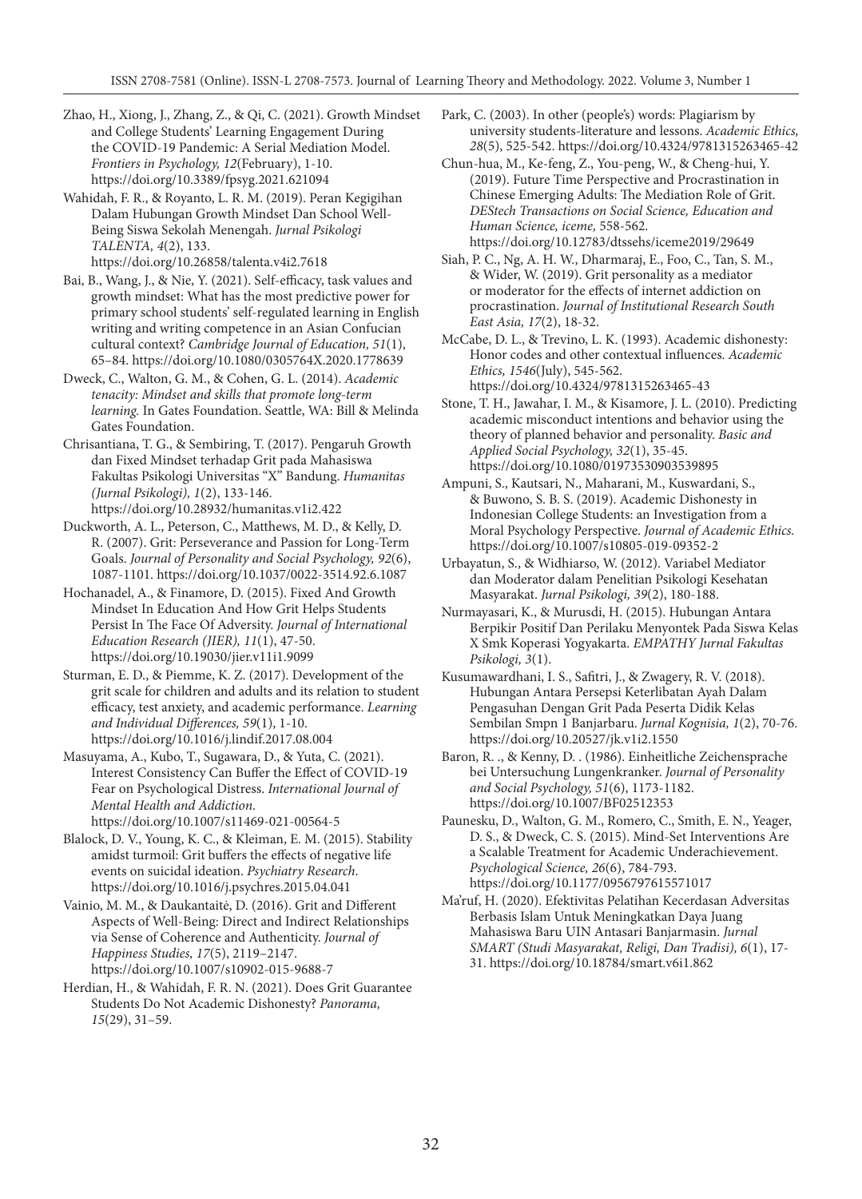Zhao, H., Xiong, J., Zhang, Z., & Qi, C. (2021). Growth Mindset and College Students' Learning Engagement During the COVID-19 Pandemic: A Serial Mediation Model. *Frontiers in Psychology, 12*(February), 1-10. https://doi.org/10.3389/fpsyg.2021.621094

Wahidah, F. R., & Royanto, L. R. M. (2019). Peran Kegigihan Dalam Hubungan Growth Mindset Dan School Well-Being Siswa Sekolah Menengah. *Jurnal Psikologi TALENTA, 4*(2), 133. https://doi.org/10.26858/talenta.v4i2.7618

Bai, B., Wang, J., & Nie, Y. (2021). Self-efficacy, task values and growth mindset: What has the most predictive power for primary school students' self-regulated learning in English writing and writing competence in an Asian Confucian cultural context? *Cambridge Journal of Education, 51*(1), 65–84. https://doi.org/10.1080/0305764X.2020.1778639

Dweck, C., Walton, G. M., & Cohen, G. L. (2014). *Academic tenacity: Mindset and skills that promote long-term learning.* In Gates Foundation. Seattle, WA: Bill & Melinda Gates Foundation.

Chrisantiana, T. G., & Sembiring, T. (2017). Pengaruh Growth dan Fixed Mindset terhadap Grit pada Mahasiswa Fakultas Psikologi Universitas "X" Bandung. *Humanitas (Jurnal Psikologi), 1*(2), 133-146. https://doi.org/10.28932/humanitas.v1i2.422

Duckworth, A. L., Peterson, C., Matthews, M. D., & Kelly, D. R. (2007). Grit: Perseverance and Passion for Long-Term Goals. *Journal of Personality and Social Psychology, 92*(6), 1087-1101. https://doi.org/10.1037/0022-3514.92.6.1087

Hochanadel, A., & Finamore, D. (2015). Fixed And Growth Mindset In Education And How Grit Helps Students Persist In The Face Of Adversity. *Journal of International Education Research (JIER), 11*(1), 47-50. https://doi.org/10.19030/jier.v11i1.9099

Sturman, E. D., & Piemme, K. Z. (2017). Development of the grit scale for children and adults and its relation to student efficacy, test anxiety, and academic performance. *Learning and Individual Differences, 59*(1), 1-10. https://doi.org/10.1016/j.lindif.2017.08.004

Masuyama, A., Kubo, T., Sugawara, D., & Yuta, C. (2021). Interest Consistency Can Buffer the Effect of COVID-19 Fear on Psychological Distress. *International Journal of Mental Health and Addiction*. https://doi.org/10.1007/s11469-021-00564-5

Blalock, D. V., Young, K. C., & Kleiman, E. M. (2015). Stability amidst turmoil: Grit buffers the effects of negative life events on suicidal ideation. *Psychiatry Research*. https://doi.org/10.1016/j.psychres.2015.04.041

Vainio, M. M., & Daukantaitė, D. (2016). Grit and Different Aspects of Well-Being: Direct and Indirect Relationships via Sense of Coherence and Authenticity. *Journal of Happiness Studies, 17*(5), 2119–2147. https://doi.org/10.1007/s10902-015-9688-7

Herdian, H., & Wahidah, F. R. N. (2021). Does Grit Guarantee Students Do Not Academic Dishonesty? *Panorama, 15*(29), 31–59.

Park, C. (2003). In other (people's) words: Plagiarism by university students-literature and lessons. *Academic Ethics, 28*(5), 525-542. https://doi.org/10.4324/9781315263465-42

Chun-hua, M., Ke-feng, Z., You-peng, W., & Cheng-hui, Y. (2019). Future Time Perspective and Procrastination in Chinese Emerging Adults: The Mediation Role of Grit. *DEStech Transactions on Social Science, Education and Human Science, iceme,* 558-562. https://doi.org/10.12783/dtssehs/iceme2019/29649

Siah, P. C., Ng, A. H. W., Dharmaraj, E., Foo, C., Tan, S. M., & Wider, W. (2019). Grit personality as a mediator or moderator for the effects of internet addiction on procrastination. *Journal of Institutional Research South East Asia, 17*(2), 18-32.

McCabe, D. L., & Trevino, L. K. (1993). Academic dishonesty: Honor codes and other contextual influences. *Academic Ethics, 1546*(July), 545-562. https://doi.org/10.4324/9781315263465-43

Stone, T. H., Jawahar, I. M., & Kisamore, J. L. (2010). Predicting academic misconduct intentions and behavior using the theory of planned behavior and personality. *Basic and Applied Social Psychology, 32*(1), 35-45. https://doi.org/10.1080/01973530903539895

Ampuni, S., Kautsari, N., Maharani, M., Kuswardani, S., & Buwono, S. B. S. (2019). Academic Dishonesty in Indonesian College Students: an Investigation from a Moral Psychology Perspective. *Journal of Academic Ethics.* https://doi.org/10.1007/s10805-019-09352-2

Urbayatun, S., & Widhiarso, W. (2012). Variabel Mediator dan Moderator dalam Penelitian Psikologi Kesehatan Masyarakat. *Jurnal Psikologi, 39*(2), 180-188.

Nurmayasari, K., & Murusdi, H. (2015). Hubungan Antara Berpikir Positif Dan Perilaku Menyontek Pada Siswa Kelas X Smk Koperasi Yogyakarta. *EMPATHY Jurnal Fakultas Psikologi, 3*(1).

Kusumawardhani, I. S., Safitri, J., & Zwagery, R. V. (2018). Hubungan Antara Persepsi Keterlibatan Ayah Dalam Pengasuhan Dengan Grit Pada Peserta Didik Kelas Sembilan Smpn 1 Banjarbaru. *Jurnal Kognisia, 1*(2), 70-76. https://doi.org/10.20527/jk.v1i2.1550

Baron, R. ., & Kenny, D. . (1986). Einheitliche Zeichensprache bei Untersuchung Lungenkranker. *Journal of Personality and Social Psychology, 51*(6), 1173-1182. https://doi.org/10.1007/BF02512353

Paunesku, D., Walton, G. M., Romero, C., Smith, E. N., Yeager, D. S., & Dweck, C. S. (2015). Mind-Set Interventions Are a Scalable Treatment for Academic Underachievement. *Psychological Science, 26*(6), 784-793. https://doi.org/10.1177/0956797615571017

Ma'ruf, H. (2020). Efektivitas Pelatihan Kecerdasan Adversitas Berbasis Islam Untuk Meningkatkan Daya Juang Mahasiswa Baru UIN Antasari Banjarmasin. *Jurnal SMART (Studi Masyarakat, Religi, Dan Tradisi), 6*(1), 17-31. https://doi.org/10.18784/smart.v6i1.862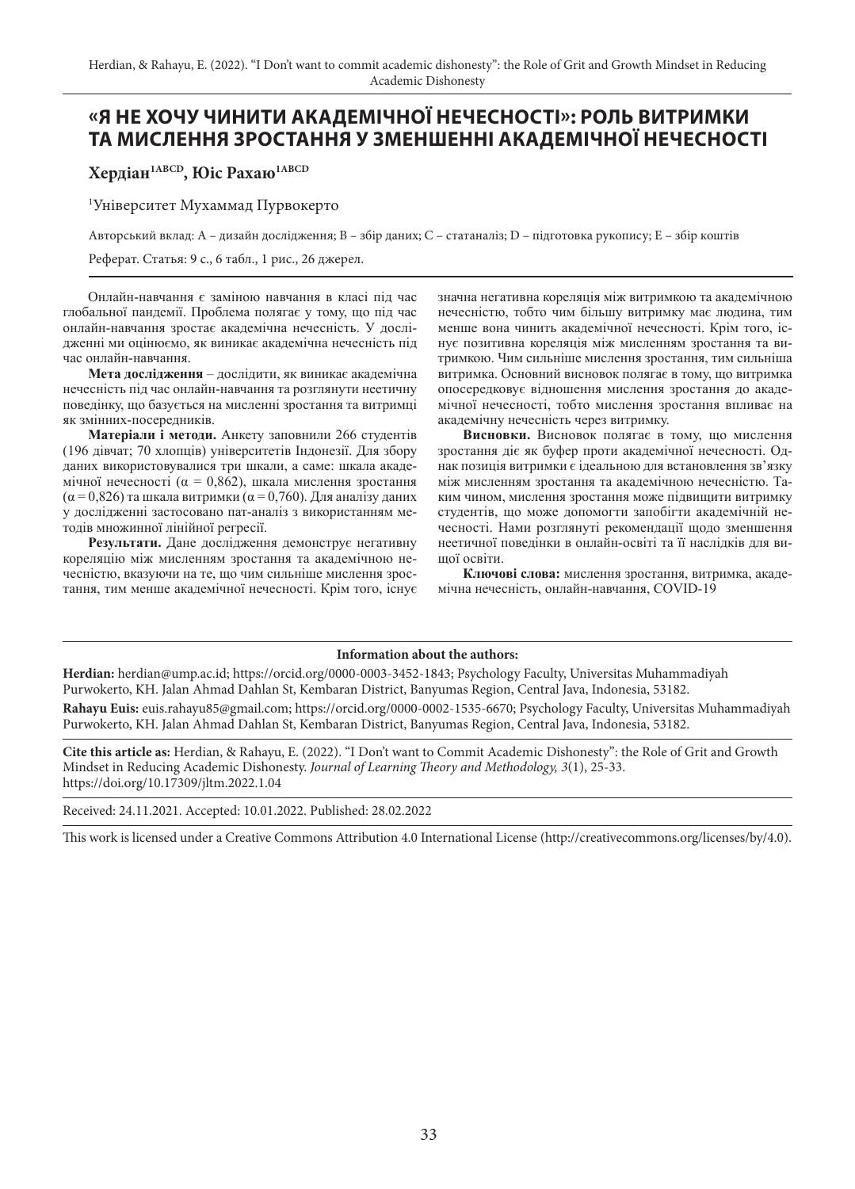# «Я НЕ ХОЧУ ЧИНИТИ АКАДЕМІЧНОЇ НЕЧЕСНОСТІ»: РОЛЬ ВИТРИМКИ ТА МИСЛЕННЯ ЗРОСТАННЯ У ЗМЕНШЕННІ АКАДЕМІЧНОЇ НЕЧЕСНОСТІ

**Хердіан[1ABCD], Юіс Рахаю[1ABCD]**

[1]Університет Мухаммад Пурвокерто

Авторський вклад: A – дизайн дослідження; B – збір даних; C – статаналіз; D – підготовка рукопису; E – збір коштів

Реферат. Статья: 9 с., 6 табл., 1 рис., 26 джерел.

Онлайн-навчання є заміною навчання в класі під час глобальної пандемії. Проблема полягає у тому, що під час онлайн-навчання зростає академічна нечесність. У дослідженні ми оцінюємо, як виникає академічна нечесність під час онлайн-навчання.

**Мета дослідження** – дослідити, як виникає академічна нечесність під час онлайн-навчання та розглянути неетичну поведінку, що базується на мисленні зростання та витримці як змінних-посередників.

**Матеріали і методи.** Анкету заповнили 266 студентів (196 дівчат; 70 хлопців) університетів Індонезії. Для збору даних використовувалися три шкали, а саме: шкала академічної нечесності ($\alpha = 0,862$), шкала мислення зростання ($\alpha = 0,826$) та шкала витримки ($\alpha = 0,760$). Для аналізу даних у дослідженні застосовано пат-аналіз з використанням методів множинної лінійної регресії.

**Результати.** Дане дослідження демонструє негативну кореляцію між мисленням зростання та академічною нечесністю, вказуючи на те, що чим сильніше мислення зростання, тим менше академічної нечесності. Крім того, існує значна негативна кореляція між витримкою та академічною нечесністю, тобто чим більшу витримку має людина, тим менше вона чинить академічної нечесності. Крім того, існує позитивна кореляція між мисленням зростання та витримкою. Чим сильніше мислення зростання, тим сильніша витримка. Основний висновок полягає в тому, що витримка опосередковує відношення мислення зростання до академічної нечесності, тобто мислення зростання впливає на академічну нечесність через витримку.

**Висновки.** Висновок полягає в тому, що мислення зростання діє як буфер проти академічної нечесності. Однак позиція витримки є ідеальною для встановлення зв'язку між мисленням зростання та академічною нечесністю. Таким чином, мислення зростання може підвищити витримку студентів, що може допомогти запобігти академічній нечесності. Нами розглянуті рекомендації щодо зменшення неетичної поведінки в онлайн-освіті та її наслідків для вищої освіти.

**Ключові слова:** мислення зростання, витримка, академічна нечесність, онлайн-навчання, COVID-19

**Information about the authors:**

**Herdian:** herdian@ump.ac.id; https://orcid.org/0000-0003-3452-1843; Psychology Faculty, Universitas Muhammadiyah Purwokerto, KH. Jalan Ahmad Dahlan St, Kembaran District, Banyumas Region, Central Java, Indonesia, 53182.

**Rahayu Euis:** euis.rahayu85@gmail.com; https://orcid.org/0000-0002-1535-6670; Psychology Faculty, Universitas Muhammadiyah Purwokerto, KH. Jalan Ahmad Dahlan St, Kembaran District, Banyumas Region, Central Java, Indonesia, 53182.

**Cite this article as:** Herdian, & Rahayu, E. (2022). "I Don't want to Commit Academic Dishonesty": the Role of Grit and Growth Mindset in Reducing Academic Dishonesty. *Journal of Learning Theory and Methodology, 3*(1), 25-33. https://doi.org/10.17309/jltm.2022.1.04

Received: 24.11.2021. Accepted: 10.01.2022. Published: 28.02.2022

This work is licensed under a Creative Commons Attribution 4.0 International License (http://creativecommons.org/licenses/by/4.0).